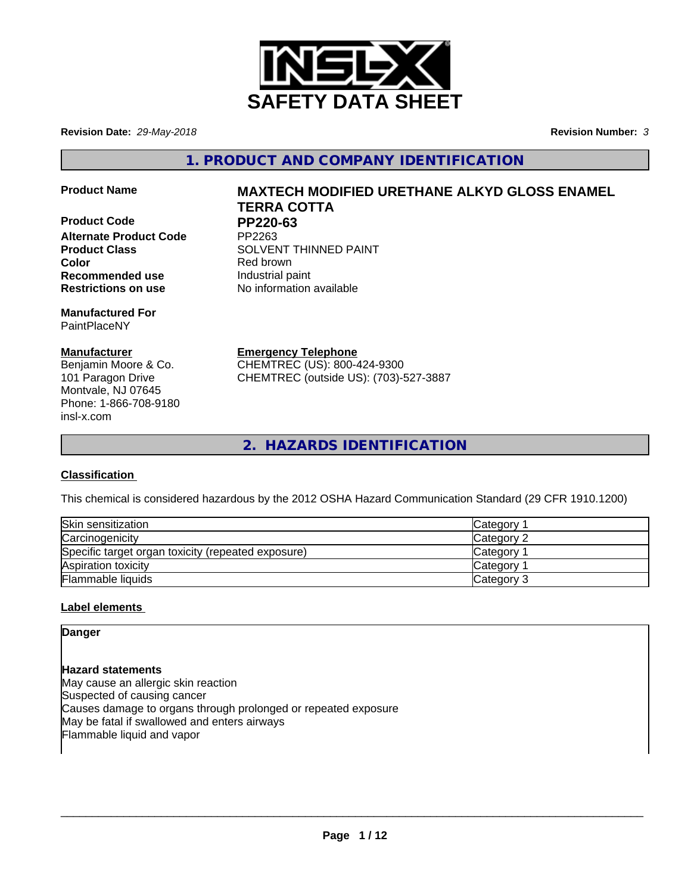# SAFETY DATA SHEET

**Revision Date:** *29-May-2018*

**Revision Number:** *3*

## 1. PRODUCT AND COMPANY IDENTIFICATION

**Product Name** **MAXTECH MODIFIED URETHANE ALKYD GLOSS ENAMEL TERRA COTTA**

**Product Code** **PP220-63**

**Alternate Product Code** PP2263

**Product Class** SOLVENT THINNED PAINT

**Color** Red brown

**Recommended use** Industrial paint

**Restrictions on use** No information available

**Manufactured For**
PaintPlaceNY

**Manufacturer**
Benjamin Moore & Co.
101 Paragon Drive
Montvale, NJ 07645
Phone: 1-866-708-9180
insl-x.com

**Emergency Telephone**
CHEMTREC (US): 800-424-9300
CHEMTREC (outside US): (703)-527-3887

## 2. HAZARDS IDENTIFICATION

**Classification**

This chemical is considered hazardous by the 2012 OSHA Hazard Communication Standard (29 CFR 1910.1200)

| | |
|---|---|
| Skin sensitization | Category 1 |
| Carcinogenicity | Category 2 |
| Specific target organ toxicity (repeated exposure) | Category 1 |
| Aspiration toxicity | Category 1 |
| Flammable liquids | Category 3 |

**Label elements**

**Danger**

**Hazard statements**
May cause an allergic skin reaction
Suspected of causing cancer
Causes damage to organs through prolonged or repeated exposure
May be fatal if swallowed and enters airways
Flammable liquid and vapor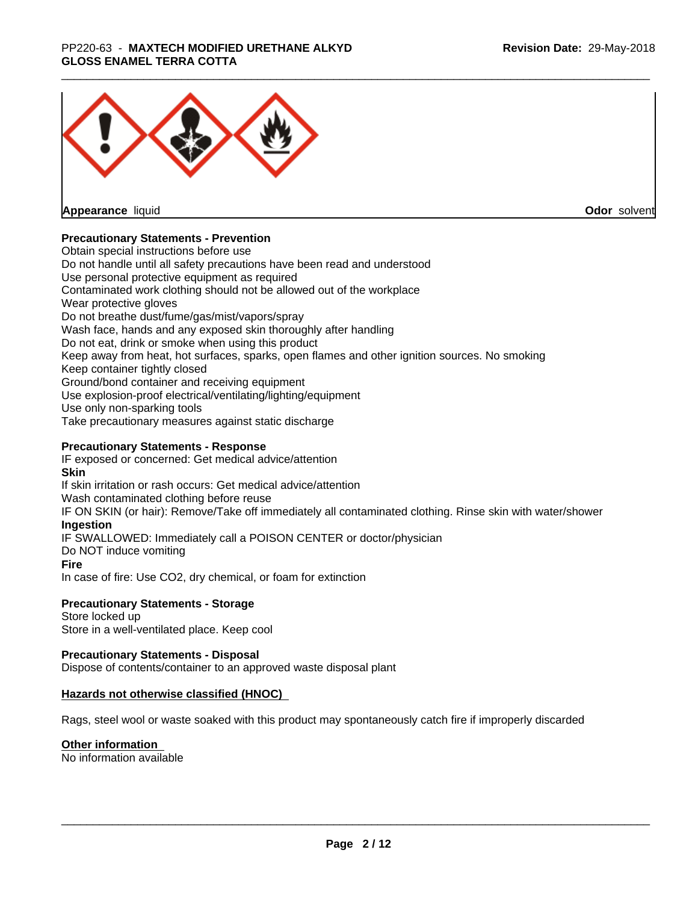**Appearance** liquid **Odor** solvent

**Precautionary Statements - Prevention**

Obtain special instructions before use
Do not handle until all safety precautions have been read and understood
Use personal protective equipment as required
Contaminated work clothing should not be allowed out of the workplace
Wear protective gloves
Do not breathe dust/fume/gas/mist/vapors/spray
Wash face, hands and any exposed skin thoroughly after handling
Do not eat, drink or smoke when using this product
Keep away from heat, hot surfaces, sparks, open flames and other ignition sources. No smoking
Keep container tightly closed
Ground/bond container and receiving equipment
Use explosion-proof electrical/ventilating/lighting/equipment
Use only non-sparking tools
Take precautionary measures against static discharge

**Precautionary Statements - Response**

IF exposed or concerned: Get medical advice/attention

**Skin**

If skin irritation or rash occurs: Get medical advice/attention
Wash contaminated clothing before reuse
IF ON SKIN (or hair): Remove/Take off immediately all contaminated clothing. Rinse skin with water/shower

**Ingestion**

IF SWALLOWED: Immediately call a POISON CENTER or doctor/physician
Do NOT induce vomiting

**Fire**

In case of fire: Use $CO_2$, dry chemical, or foam for extinction

**Precautionary Statements - Storage**

Store locked up
Store in a well-ventilated place. Keep cool

**Precautionary Statements - Disposal**

Dispose of contents/container to an approved waste disposal plant

**Hazards not otherwise classified (HNOC)**

Rags, steel wool or waste soaked with this product may spontaneously catch fire if improperly discarded

**Other information**

No information available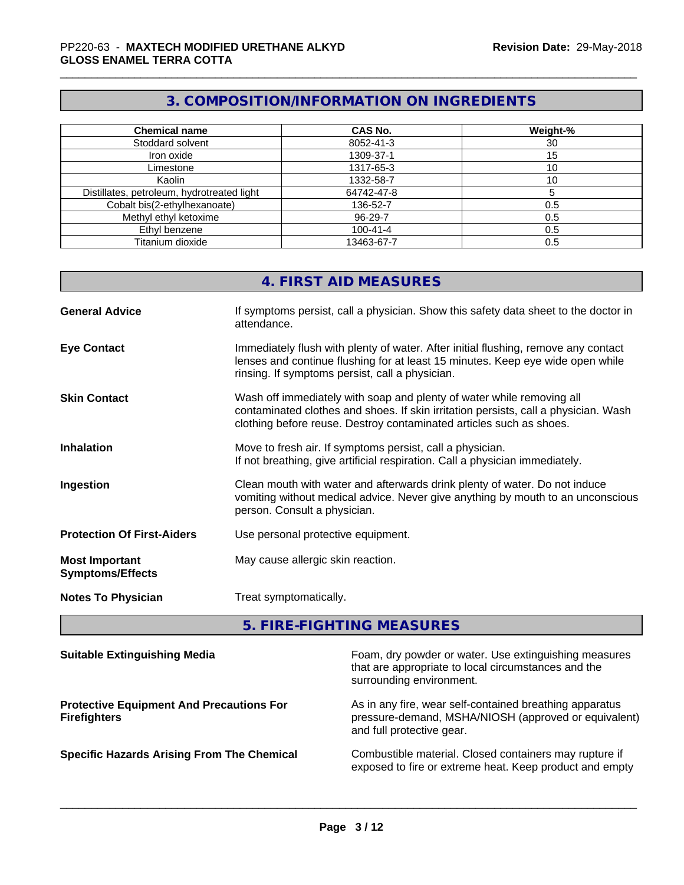## 3. COMPOSITION/INFORMATION ON INGREDIENTS

| Chemical name | CAS No. | Weight-% |
|---|---|---|
| Stoddard solvent | 8052-41-3 | 30 |
| Iron oxide | 1309-37-1 | 15 |
| Limestone | 1317-65-3 | 10 |
| Kaolin | 1332-58-7 | 10 |
| Distillates, petroleum, hydrotreated light | 64742-47-8 | 5 |
| Cobalt bis(2-ethylhexanoate) | 136-52-7 | 0.5 |
| Methyl ethyl ketoxime | 96-29-7 | 0.5 |
| Ethyl benzene | 100-41-4 | 0.5 |
| Titanium dioxide | 13463-67-7 | 0.5 |

## 4. FIRST AID MEASURES

**General Advice**
If symptoms persist, call a physician. Show this safety data sheet to the doctor in attendance.

**Eye Contact**
Immediately flush with plenty of water. After initial flushing, remove any contact lenses and continue flushing for at least 15 minutes. Keep eye wide open while rinsing. If symptoms persist, call a physician.

**Skin Contact**
Wash off immediately with soap and plenty of water while removing all contaminated clothes and shoes. If skin irritation persists, call a physician. Wash clothing before reuse. Destroy contaminated articles such as shoes.

**Inhalation**
Move to fresh air. If symptoms persist, call a physician.
If not breathing, give artificial respiration. Call a physician immediately.

**Ingestion**
Clean mouth with water and afterwards drink plenty of water. Do not induce vomiting without medical advice. Never give anything by mouth to an unconscious person. Consult a physician.

**Protection Of First-Aiders**
Use personal protective equipment.

**Most Important Symptoms/Effects**
May cause allergic skin reaction.

**Notes To Physician**
Treat symptomatically.

## 5. FIRE-FIGHTING MEASURES

**Suitable Extinguishing Media**
Foam, dry powder or water. Use extinguishing measures that are appropriate to local circumstances and the surrounding environment.

**Protective Equipment And Precautions For Firefighters**
As in any fire, wear self-contained breathing apparatus pressure-demand, MSHA/NIOSH (approved or equivalent) and full protective gear.

**Specific Hazards Arising From The Chemical**
Combustible material. Closed containers may rupture if exposed to fire or extreme heat. Keep product and empty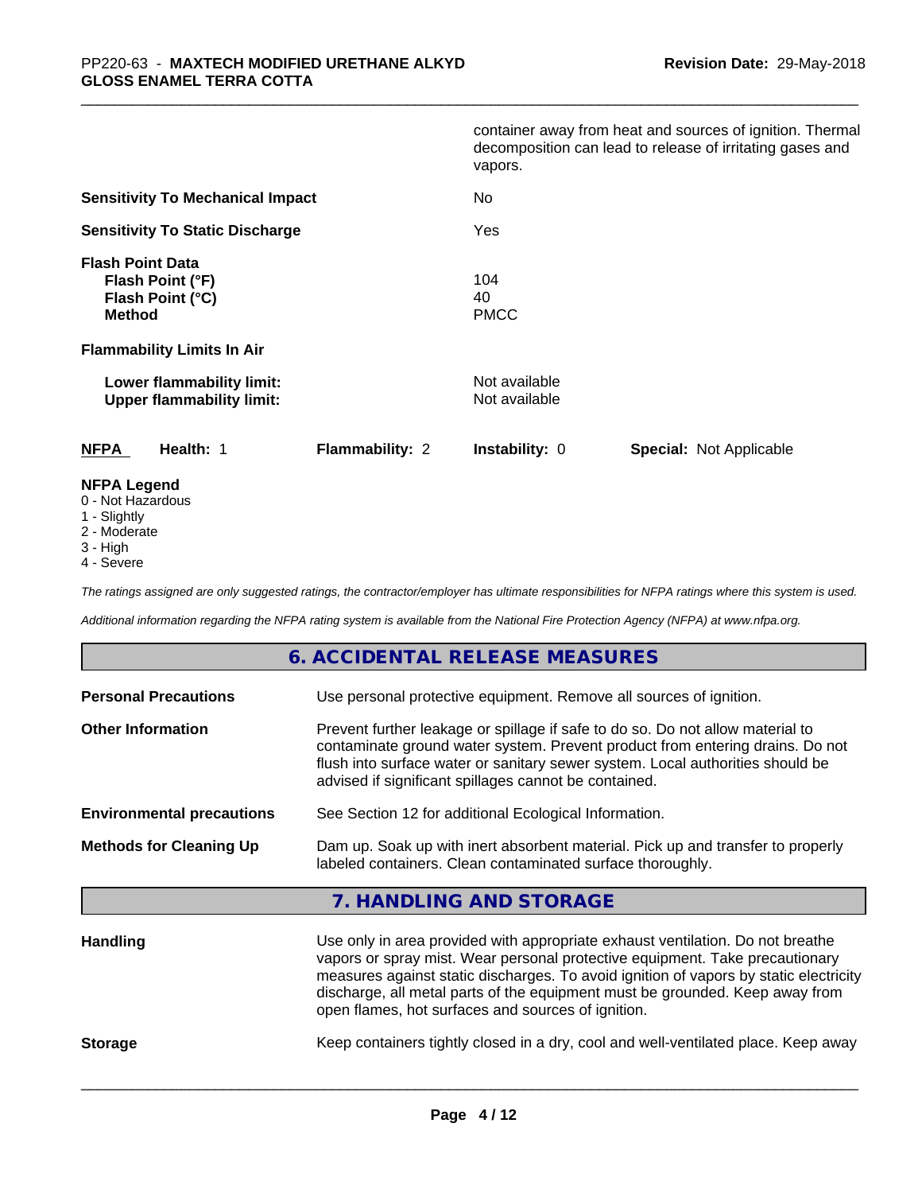container away from heat and sources of ignition. Thermal decomposition can lead to release of irritating gases and vapors.

**Sensitivity To Mechanical Impact** No

**Sensitivity To Static Discharge** Yes

**Flash Point Data**
**Flash Point (°F)** 104
**Flash Point (°C)** 40
**Method** PMCC

**Flammability Limits In Air**

**Lower flammability limit:** Not available
**Upper flammability limit:** Not available

| **NFPA** | **Health:** 1 | **Flammability:** 2 | **Instability:** 0 | **Special:** Not Applicable |
|---|---|---|---|---|

**NFPA Legend**
0 - Not Hazardous
1 - Slightly
2 - Moderate
3 - High
4 - Severe

*The ratings assigned are only suggested ratings, the contractor/employer has ultimate responsibilities for NFPA ratings where this system is used.*

*Additional information regarding the NFPA rating system is available from the National Fire Protection Agency (NFPA) at www.nfpa.org.*

## 6. ACCIDENTAL RELEASE MEASURES

**Personal Precautions** Use personal protective equipment. Remove all sources of ignition.

**Other Information** Prevent further leakage or spillage if safe to do so. Do not allow material to contaminate ground water system. Prevent product from entering drains. Do not flush into surface water or sanitary sewer system. Local authorities should be advised if significant spillages cannot be contained.

**Environmental precautions** See Section 12 for additional Ecological Information.

**Methods for Cleaning Up** Dam up. Soak up with inert absorbent material. Pick up and transfer to properly labeled containers. Clean contaminated surface thoroughly.

## 7. HANDLING AND STORAGE

**Handling** Use only in area provided with appropriate exhaust ventilation. Do not breathe vapors or spray mist. Wear personal protective equipment. Take precautionary measures against static discharges. To avoid ignition of vapors by static electricity discharge, all metal parts of the equipment must be grounded. Keep away from open flames, hot surfaces and sources of ignition.

**Storage** Keep containers tightly closed in a dry, cool and well-ventilated place. Keep away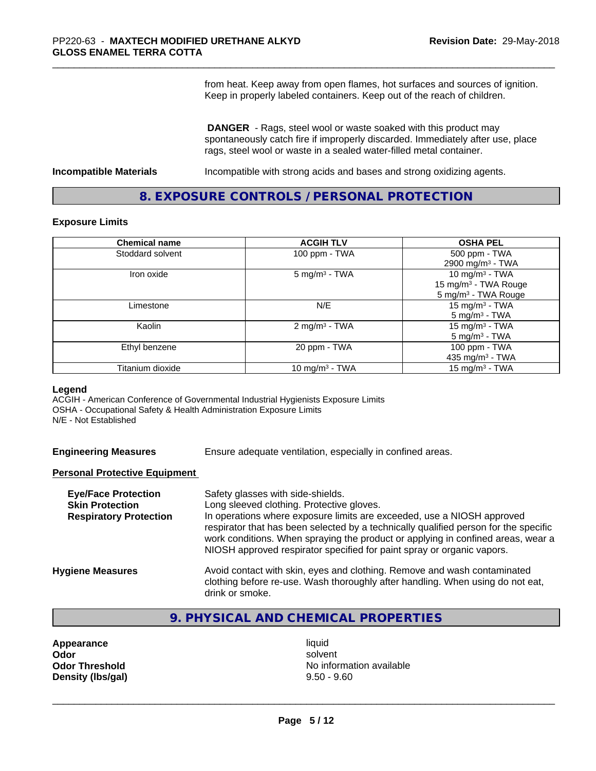from heat. Keep away from open flames, hot surfaces and sources of ignition. Keep in properly labeled containers. Keep out of the reach of children.

**DANGER** - Rags, steel wool or waste soaked with this product may spontaneously catch fire if improperly discarded. Immediately after use, place rags, steel wool or waste in a sealed water-filled metal container.

**Incompatible Materials** Incompatible with strong acids and bases and strong oxidizing agents.

## 8. EXPOSURE CONTROLS / PERSONAL PROTECTION

### Exposure Limits

| Chemical name | ACGIH TLV | OSHA PEL |
|---|---|---|
| Stoddard solvent | 100 ppm - TWA | 500 ppm - TWA<br>2900 mg/m³ - TWA |
| Iron oxide | 5 mg/m³ - TWA | 10 mg/m³ - TWA<br>15 mg/m³ - TWA Rouge<br>5 mg/m³ - TWA Rouge |
| Limestone | N/E | 15 mg/m³ - TWA<br>5 mg/m³ - TWA |
| Kaolin | 2 mg/m³ - TWA | 15 mg/m³ - TWA<br>5 mg/m³ - TWA |
| Ethyl benzene | 20 ppm - TWA | 100 ppm - TWA<br>435 mg/m³ - TWA |
| Titanium dioxide | 10 mg/m³ - TWA | 15 mg/m³ - TWA |

**Legend**
ACGIH - American Conference of Governmental Industrial Hygienists Exposure Limits
OSHA - Occupational Safety & Health Administration Exposure Limits
N/E - Not Established

**Engineering Measures** Ensure adequate ventilation, especially in confined areas.

**Personal Protective Equipment**

**Eye/Face Protection** Safety glasses with side-shields.
**Skin Protection** Long sleeved clothing. Protective gloves.
**Respiratory Protection** In operations where exposure limits are exceeded, use a NIOSH approved respirator that has been selected by a technically qualified person for the specific work conditions. When spraying the product or applying in confined areas, wear a NIOSH approved respirator specified for paint spray or organic vapors.

**Hygiene Measures** Avoid contact with skin, eyes and clothing. Remove and wash contaminated clothing before re-use. Wash thoroughly after handling. When using do not eat, drink or smoke.

## 9. PHYSICAL AND CHEMICAL PROPERTIES

**Appearance** liquid
**Odor** solvent
**Odor Threshold** No information available
**Density (lbs/gal)** 9.50 - 9.60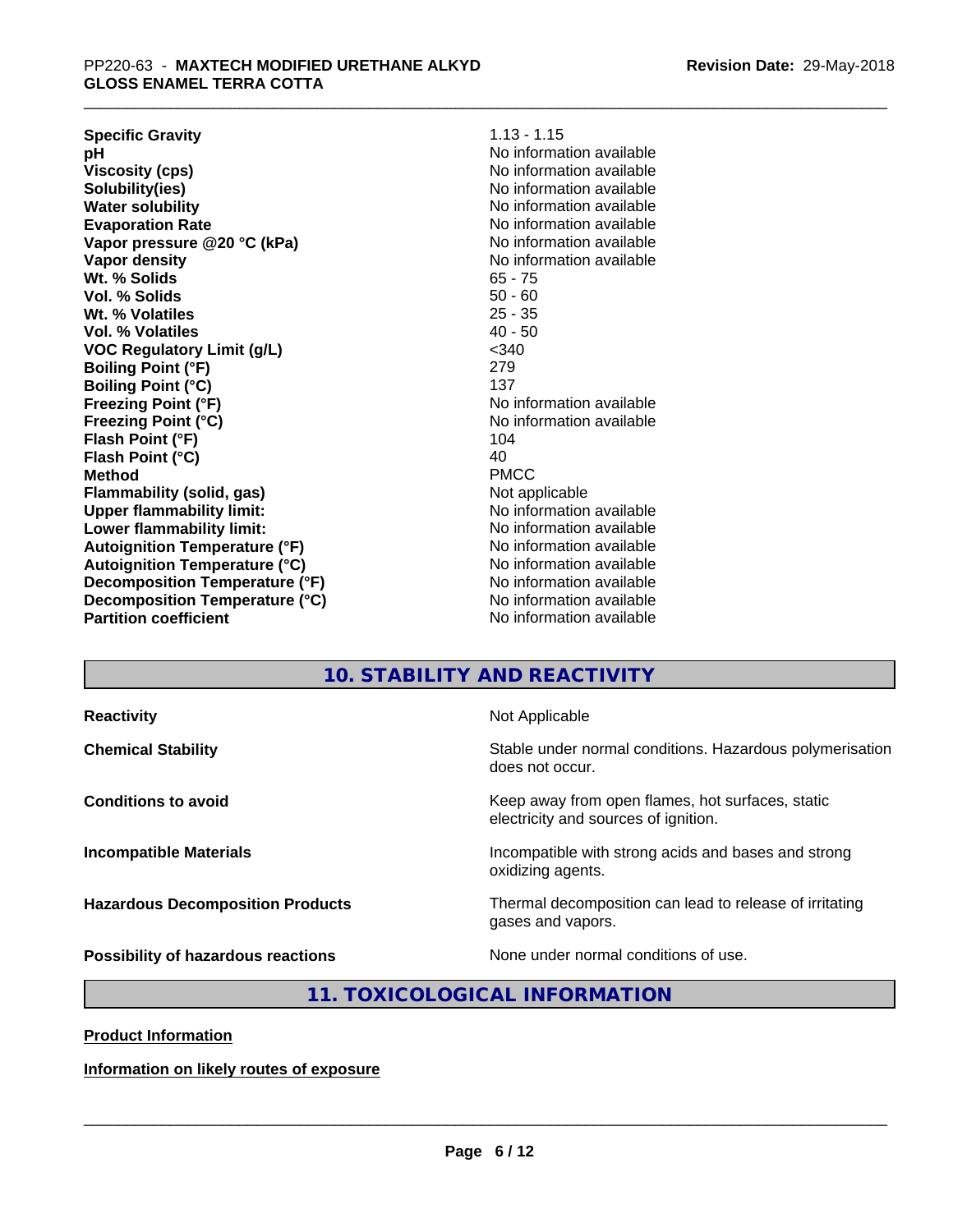| | |
|---|---|
| **Specific Gravity** | 1.13 - 1.15 |
| **pH** | No information available |
| **Viscosity (cps)** | No information available |
| **Solubility(ies)** | No information available |
| **Water solubility** | No information available |
| **Evaporation Rate** | No information available |
| **Vapor pressure @20 °C (kPa)** | No information available |
| **Vapor density** | No information available |
| **Wt. % Solids** | 65 - 75 |
| **Vol. % Solids** | 50 - 60 |
| **Wt. % Volatiles** | 25 - 35 |
| **Vol. % Volatiles** | 40 - 50 |
| **VOC Regulatory Limit (g/L)** | <340 |
| **Boiling Point (°F)** | 279 |
| **Boiling Point (°C)** | 137 |
| **Freezing Point (°F)** | No information available |
| **Freezing Point (°C)** | No information available |
| **Flash Point (°F)** | 104 |
| **Flash Point (°C)** | 40 |
| **Method** | PMCC |
| **Flammability (solid, gas)** | Not applicable |
| **Upper flammability limit:** | No information available |
| **Lower flammability limit:** | No information available |
| **Autoignition Temperature (°F)** | No information available |
| **Autoignition Temperature (°C)** | No information available |
| **Decomposition Temperature (°F)** | No information available |
| **Decomposition Temperature (°C)** | No information available |
| **Partition coefficient** | No information available |

## 10. STABILITY AND REACTIVITY

| | |
|---|---|
| **Reactivity** | Not Applicable |
| **Chemical Stability** | Stable under normal conditions. Hazardous polymerisation does not occur. |
| **Conditions to avoid** | Keep away from open flames, hot surfaces, static electricity and sources of ignition. |
| **Incompatible Materials** | Incompatible with strong acids and bases and strong oxidizing agents. |
| **Hazardous Decomposition Products** | Thermal decomposition can lead to release of irritating gases and vapors. |
| **Possibility of hazardous reactions** | None under normal conditions of use. |

## 11. TOXICOLOGICAL INFORMATION

**Product Information**

**Information on likely routes of exposure**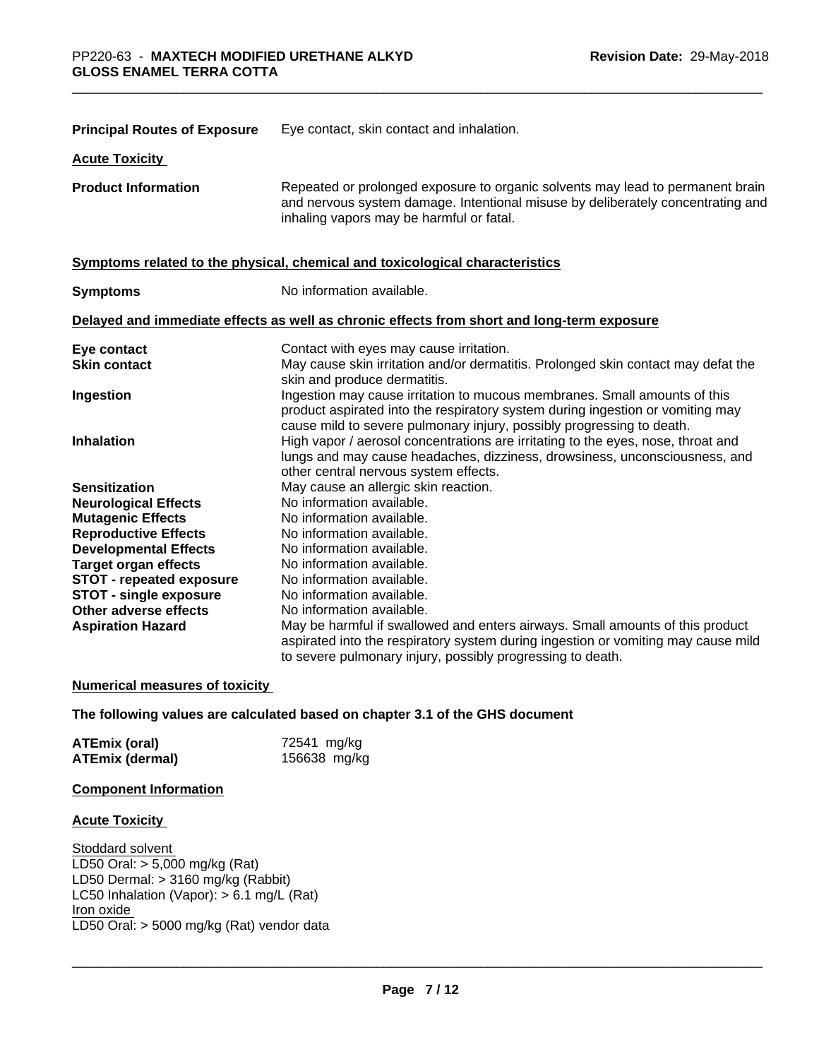**Principal Routes of Exposure** Eye contact, skin contact and inhalation.

**Acute Toxicity**

**Product Information** Repeated or prolonged exposure to organic solvents may lead to permanent brain and nervous system damage. Intentional misuse by deliberately concentrating and inhaling vapors may be harmful or fatal.

**Symptoms related to the physical, chemical and toxicological characteristics**

**Symptoms** No information available.

**Delayed and immediate effects as well as chronic effects from short and long-term exposure**

| | |
|---|---|
| **Eye contact** | Contact with eyes may cause irritation. |
| **Skin contact** | May cause skin irritation and/or dermatitis. Prolonged skin contact may defat the skin and produce dermatitis. |
| **Ingestion** | Ingestion may cause irritation to mucous membranes. Small amounts of this product aspirated into the respiratory system during ingestion or vomiting may cause mild to severe pulmonary injury, possibly progressing to death. |
| **Inhalation** | High vapor / aerosol concentrations are irritating to the eyes, nose, throat and lungs and may cause headaches, dizziness, drowsiness, unconsciousness, and other central nervous system effects. |
| **Sensitization** | May cause an allergic skin reaction. |
| **Neurological Effects** | No information available. |
| **Mutagenic Effects** | No information available. |
| **Reproductive Effects** | No information available. |
| **Developmental Effects** | No information available. |
| **Target organ effects** | No information available. |
| **STOT - repeated exposure** | No information available. |
| **STOT - single exposure** | No information available. |
| **Other adverse effects** | No information available. |
| **Aspiration Hazard** | May be harmful if swallowed and enters airways. Small amounts of this product aspirated into the respiratory system during ingestion or vomiting may cause mild to severe pulmonary injury, possibly progressing to death. |

**Numerical measures of toxicity**

**The following values are calculated based on chapter 3.1 of the GHS document**

**ATEmix (oral)** 72541 mg/kg
**ATEmix (dermal)** 156638 mg/kg

**Component Information**

**Acute Toxicity**

Stoddard solvent
LD50 Oral: > 5,000 mg/kg (Rat)
LD50 Dermal: > 3160 mg/kg (Rabbit)
LC50 Inhalation (Vapor): > 6.1 mg/L (Rat)
Iron oxide
LD50 Oral: > 5000 mg/kg (Rat) vendor data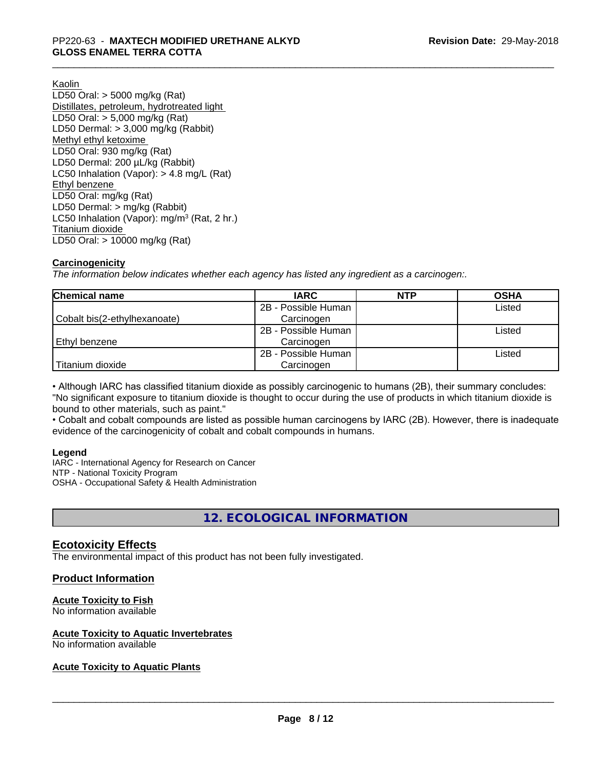Kaolin
LD50 Oral: > 5000 mg/kg (Rat)
Distillates, petroleum, hydrotreated light
LD50 Oral: > 5,000 mg/kg (Rat)
LD50 Dermal: > 3,000 mg/kg (Rabbit)
Methyl ethyl ketoxime
LD50 Oral: 930 mg/kg (Rat)
LD50 Dermal: 200 µL/kg (Rabbit)
LC50 Inhalation (Vapor): > 4.8 mg/L (Rat)
Ethyl benzene
LD50 Oral: mg/kg (Rat)
LD50 Dermal: > mg/kg (Rabbit)
LC50 Inhalation (Vapor): mg/m³ (Rat, 2 hr.)
Titanium dioxide
LD50 Oral: > 10000 mg/kg (Rat)

**Carcinogenicity**

*The information below indicates whether each agency has listed any ingredient as a carcinogen:.*

| Chemical name | IARC | NTP | OSHA |
|---|---|---|---|
| Cobalt bis(2-ethylhexanoate) | 2B - Possible Human Carcinogen | | Listed |
| Ethyl benzene | 2B - Possible Human Carcinogen | | Listed |
| Titanium dioxide | 2B - Possible Human Carcinogen | | Listed |

• Although IARC has classified titanium dioxide as possibly carcinogenic to humans (2B), their summary concludes: "No significant exposure to titanium dioxide is thought to occur during the use of products in which titanium dioxide is bound to other materials, such as paint."
• Cobalt and cobalt compounds are listed as possible human carcinogens by IARC (2B). However, there is inadequate evidence of the carcinogenicity of cobalt and cobalt compounds in humans.

**Legend**
IARC - International Agency for Research on Cancer
NTP - National Toxicity Program
OSHA - Occupational Safety & Health Administration

## 12. ECOLOGICAL INFORMATION

### Ecotoxicity Effects

The environmental impact of this product has not been fully investigated.

### Product Information

**Acute Toxicity to Fish**
No information available

**Acute Toxicity to Aquatic Invertebrates**
No information available

**Acute Toxicity to Aquatic Plants**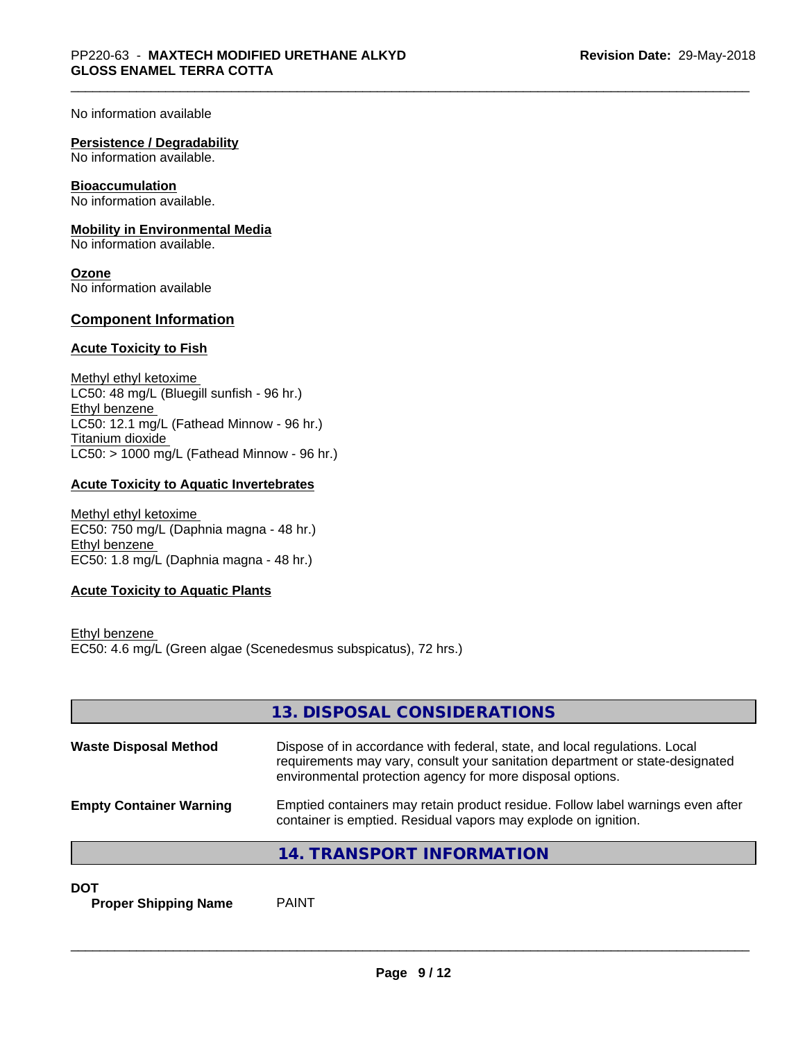No information available

**Persistence / Degradability**
No information available.

**Bioaccumulation**
No information available.

**Mobility in Environmental Media**
No information available.

**Ozone**
No information available

## Component Information

### Acute Toxicity to Fish

Methyl ethyl ketoxime
LC50: 48 mg/L (Bluegill sunfish - 96 hr.)
Ethyl benzene
LC50: 12.1 mg/L (Fathead Minnow - 96 hr.)
Titanium dioxide
LC50: > 1000 mg/L (Fathead Minnow - 96 hr.)

### Acute Toxicity to Aquatic Invertebrates

Methyl ethyl ketoxime
EC50: 750 mg/L (Daphnia magna - 48 hr.)
Ethyl benzene
EC50: 1.8 mg/L (Daphnia magna - 48 hr.)

### Acute Toxicity to Aquatic Plants

Ethyl benzene
EC50: 4.6 mg/L (Green algae (Scenedesmus subspicatus), 72 hrs.)

## 13. DISPOSAL CONSIDERATIONS

**Waste Disposal Method**
Dispose of in accordance with federal, state, and local regulations. Local requirements may vary, consult your sanitation department or state-designated environmental protection agency for more disposal options.

**Empty Container Warning**
Emptied containers may retain product residue. Follow label warnings even after container is emptied. Residual vapors may explode on ignition.

## 14. TRANSPORT INFORMATION

**DOT**

**Proper Shipping Name** PAINT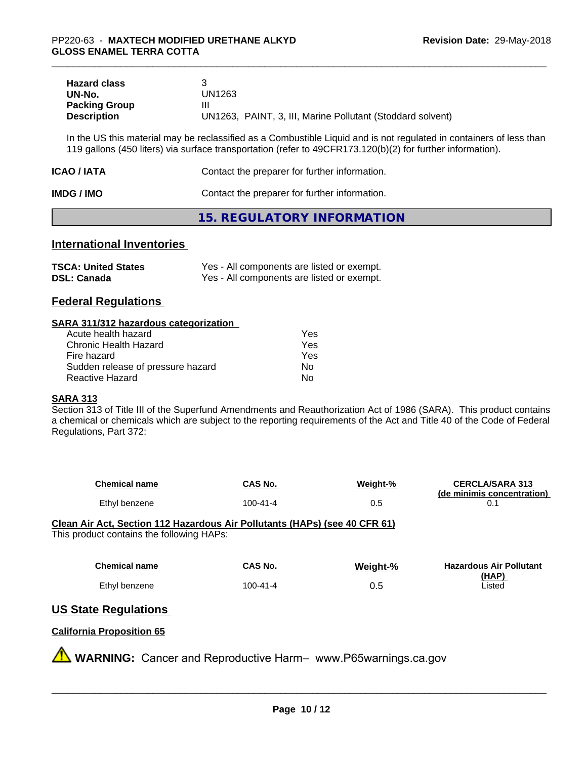| | |
|---|---|
| **Hazard class** | 3 |
| **UN-No.** | UN1263 |
| **Packing Group** | III |
| **Description** | UN1263, PAINT, 3, III, Marine Pollutant (Stoddard solvent) |

In the US this material may be reclassified as a Combustible Liquid and is not regulated in containers of less than 119 gallons (450 liters) via surface transportation (refer to 49CFR173.120(b)(2) for further information).

**ICAO / IATA** Contact the preparer for further information.

**IMDG / IMO** Contact the preparer for further information.

## 15. REGULATORY INFORMATION

### International Inventories

| | |
|---|---|
| **TSCA: United States** | Yes - All components are listed or exempt. |
| **DSL: Canada** | Yes - All components are listed or exempt. |

### Federal Regulations

**SARA 311/312 hazardous categorization**

| | |
|---|---|
| Acute health hazard | Yes |
| Chronic Health Hazard | Yes |
| Fire hazard | Yes |
| Sudden release of pressure hazard | No |
| Reactive Hazard | No |

**SARA 313**

Section 313 of Title III of the Superfund Amendments and Reauthorization Act of 1986 (SARA). This product contains a chemical or chemicals which are subject to the reporting requirements of the Act and Title 40 of the Code of Federal Regulations, Part 372:

| Chemical name | CAS No. | Weight-% | CERCLA/SARA 313 (de minimis concentration) |
|---|---|---|---|
| Ethyl benzene | 100-41-4 | 0.5 | 0.1 |

**Clean Air Act, Section 112 Hazardous Air Pollutants (HAPs) (see 40 CFR 61)**

This product contains the following HAPs:

| Chemical name | CAS No. | Weight-% | Hazardous Air Pollutant (HAP) |
|---|---|---|---|
| Ethyl benzene | 100-41-4 | 0.5 | Listed |

### US State Regulations

**California Proposition 65**

⚠ **WARNING:** Cancer and Reproductive Harm– www.P65warnings.ca.gov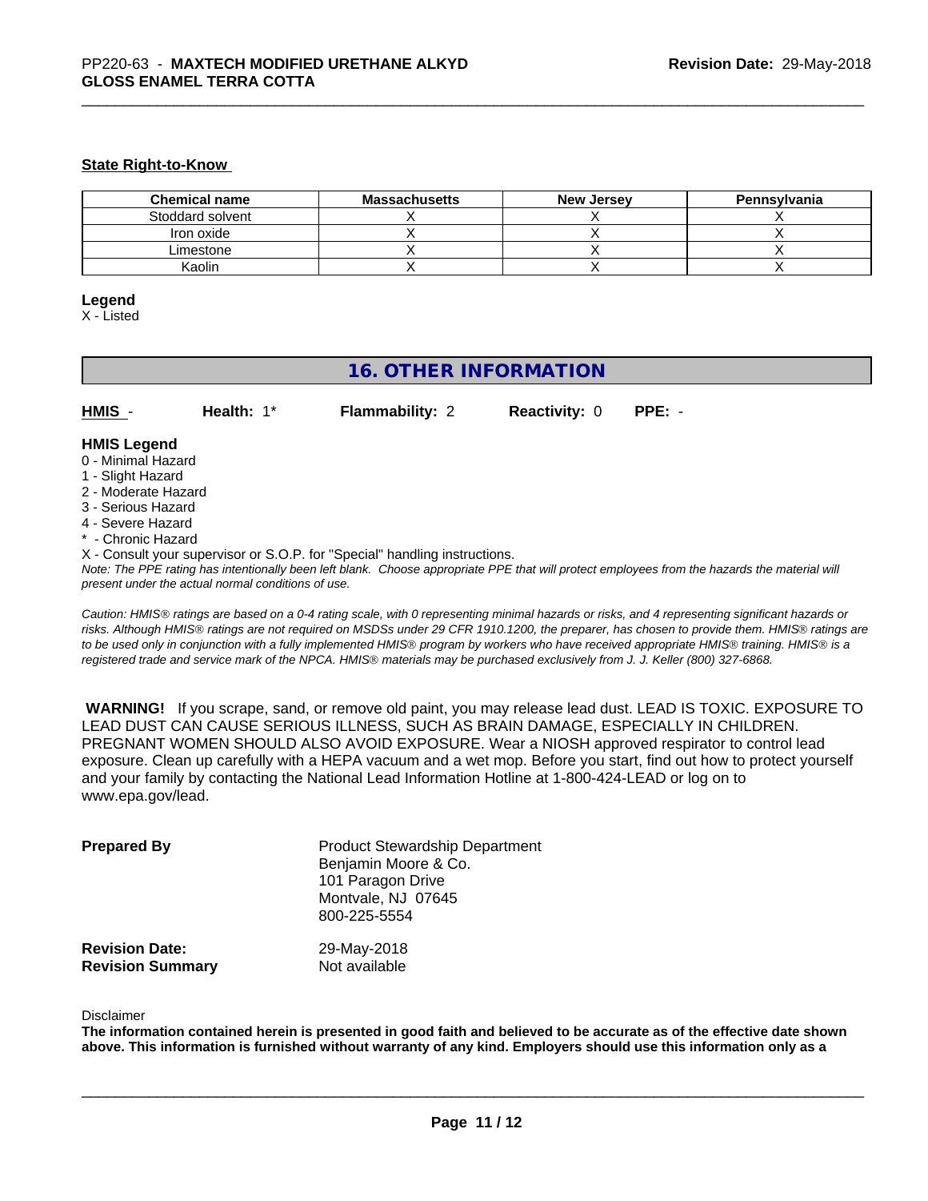**State Right-to-Know**

| Chemical name | Massachusetts | New Jersey | Pennsylvania |
| --- | --- | --- | --- |
| Stoddard solvent | X | X | X |
| Iron oxide | X | X | X |
| Limestone | X | X | X |
| Kaolin | X | X | X |

**Legend**
X - Listed

## 16. OTHER INFORMATION

**HMIS** - **Health:** 1* **Flammability:** 2 **Reactivity:** 0 **PPE:** -

**HMIS Legend**
0 - Minimal Hazard
1 - Slight Hazard
2 - Moderate Hazard
3 - Serious Hazard
4 - Severe Hazard
* - Chronic Hazard
X - Consult your supervisor or S.O.P. for "Special" handling instructions.
*Note: The PPE rating has intentionally been left blank. Choose appropriate PPE that will protect employees from the hazards the material will present under the actual normal conditions of use.*

*Caution: HMIS® ratings are based on a 0-4 rating scale, with 0 representing minimal hazards or risks, and 4 representing significant hazards or risks. Although HMIS® ratings are not required on MSDSs under 29 CFR 1910.1200, the preparer, has chosen to provide them. HMIS® ratings are to be used only in conjunction with a fully implemented HMIS® program by workers who have received appropriate HMIS® training. HMIS® is a registered trade and service mark of the NPCA. HMIS® materials may be purchased exclusively from J. J. Keller (800) 327-6868.*

**WARNING!** If you scrape, sand, or remove old paint, you may release lead dust. LEAD IS TOXIC. EXPOSURE TO LEAD DUST CAN CAUSE SERIOUS ILLNESS, SUCH AS BRAIN DAMAGE, ESPECIALLY IN CHILDREN. PREGNANT WOMEN SHOULD ALSO AVOID EXPOSURE. Wear a NIOSH approved respirator to control lead exposure. Clean up carefully with a HEPA vacuum and a wet mop. Before you start, find out how to protect yourself and your family by contacting the National Lead Information Hotline at 1-800-424-LEAD or log on to www.epa.gov/lead.

**Prepared By**
Product Stewardship Department
Benjamin Moore & Co.
101 Paragon Drive
Montvale, NJ 07645
800-225-5554

**Revision Date:** 29-May-2018
**Revision Summary** Not available

Disclaimer
**The information contained herein is presented in good faith and believed to be accurate as of the effective date shown above. This information is furnished without warranty of any kind. Employers should use this information only as a**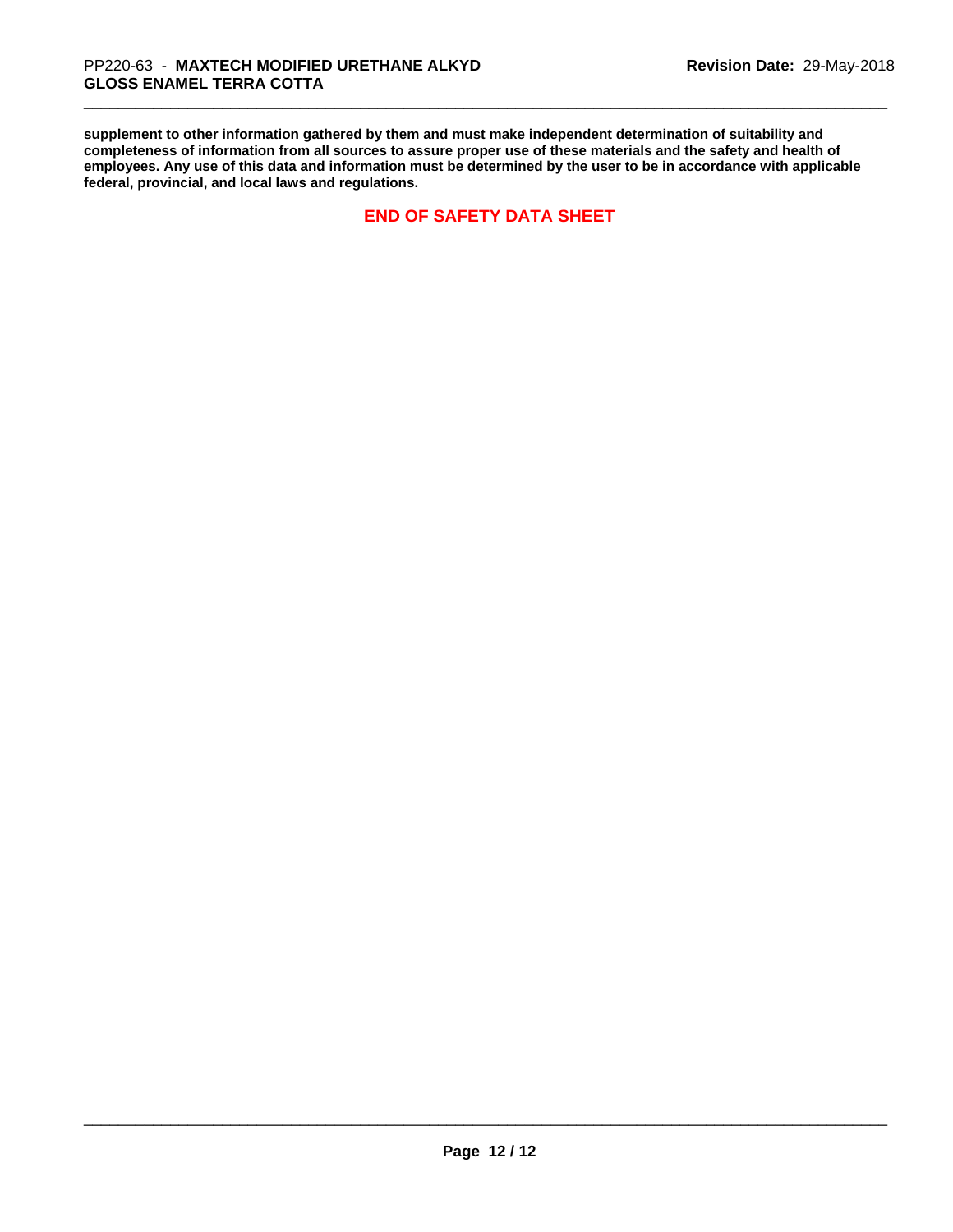**supplement to other information gathered by them and must make independent determination of suitability and completeness of information from all sources to assure proper use of these materials and the safety and health of employees. Any use of this data and information must be determined by the user to be in accordance with applicable federal, provincial, and local laws and regulations.**

**END OF SAFETY DATA SHEET**